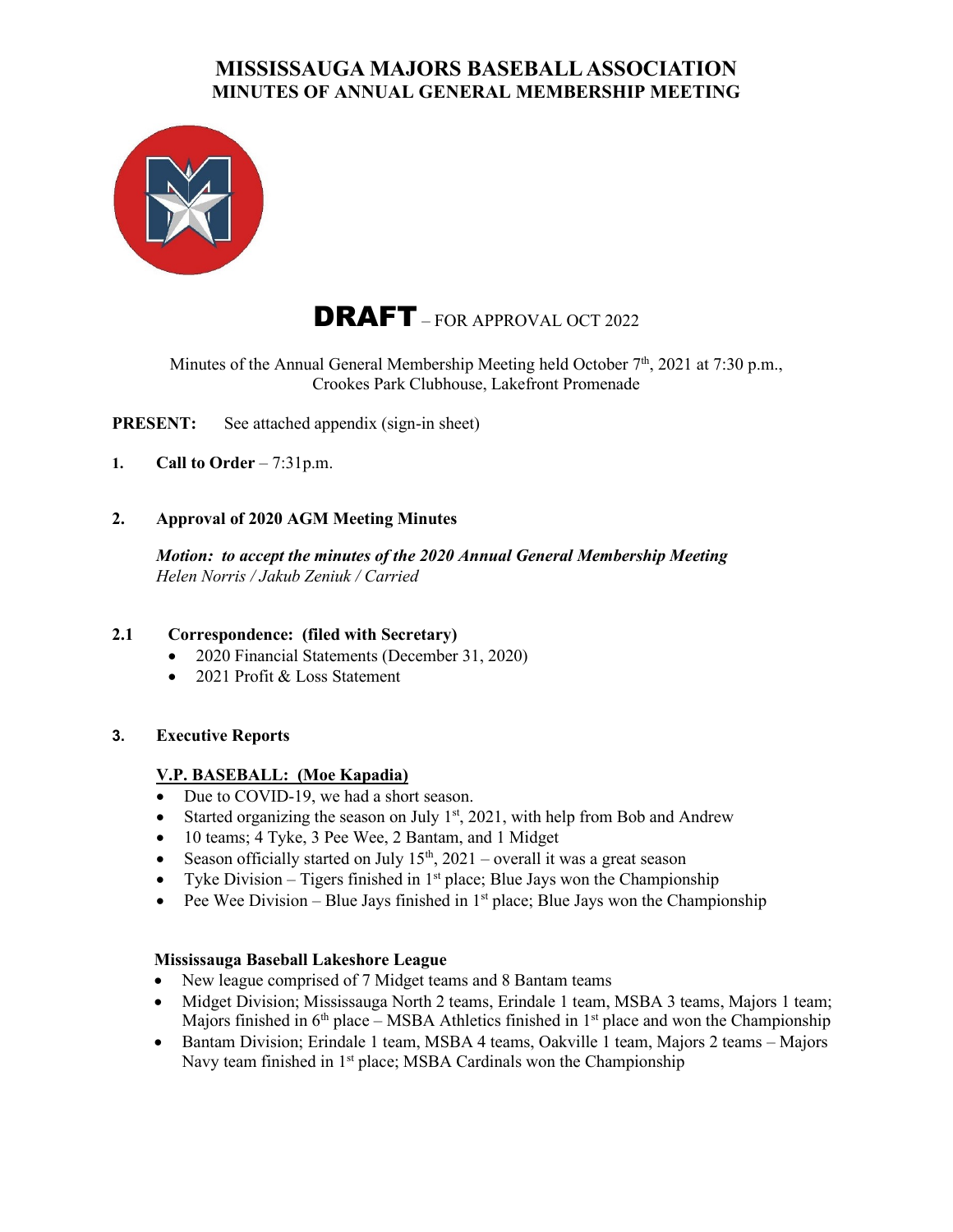# MISSISSAUGA MAJORS BASEBALL ASSOCIATION
## MINUTES OF ANNUAL GENERAL MEMBERSHIP MEETING

**DRAFT** – FOR APPROVAL OCT 2022

Minutes of the Annual General Membership Meeting held October 7th, 2021 at 7:30 p.m., Crookes Park Clubhouse, Lakefront Promenade

**PRESENT:** See attached appendix (sign-in sheet)

**1. Call to Order** – 7:31p.m.

**2. Approval of 2020 AGM Meeting Minutes**

***Motion: to accept the minutes of the 2020 Annual General Membership Meeting***
*Helen Norris / Jakub Zeniuk / Carried*

**2.1 Correspondence: (filed with Secretary)**

- 2020 Financial Statements (December 31, 2020)
- 2021 Profit & Loss Statement

**3. Executive Reports**

**V.P. BASEBALL: (Moe Kapadia)**

- Due to COVID-19, we had a short season.
- Started organizing the season on July 1st, 2021, with help from Bob and Andrew
- 10 teams; 4 Tyke, 3 Pee Wee, 2 Bantam, and 1 Midget
- Season officially started on July 15th, 2021 – overall it was a great season
- Tyke Division – Tigers finished in 1st place; Blue Jays won the Championship
- Pee Wee Division – Blue Jays finished in 1st place; Blue Jays won the Championship

**Mississauga Baseball Lakeshore League**

- New league comprised of 7 Midget teams and 8 Bantam teams
- Midget Division; Mississauga North 2 teams, Erindale 1 team, MSBA 3 teams, Majors 1 team; Majors finished in 6th place – MSBA Athletics finished in 1st place and won the Championship
- Bantam Division; Erindale 1 team, MSBA 4 teams, Oakville 1 team, Majors 2 teams – Majors Navy team finished in 1st place; MSBA Cardinals won the Championship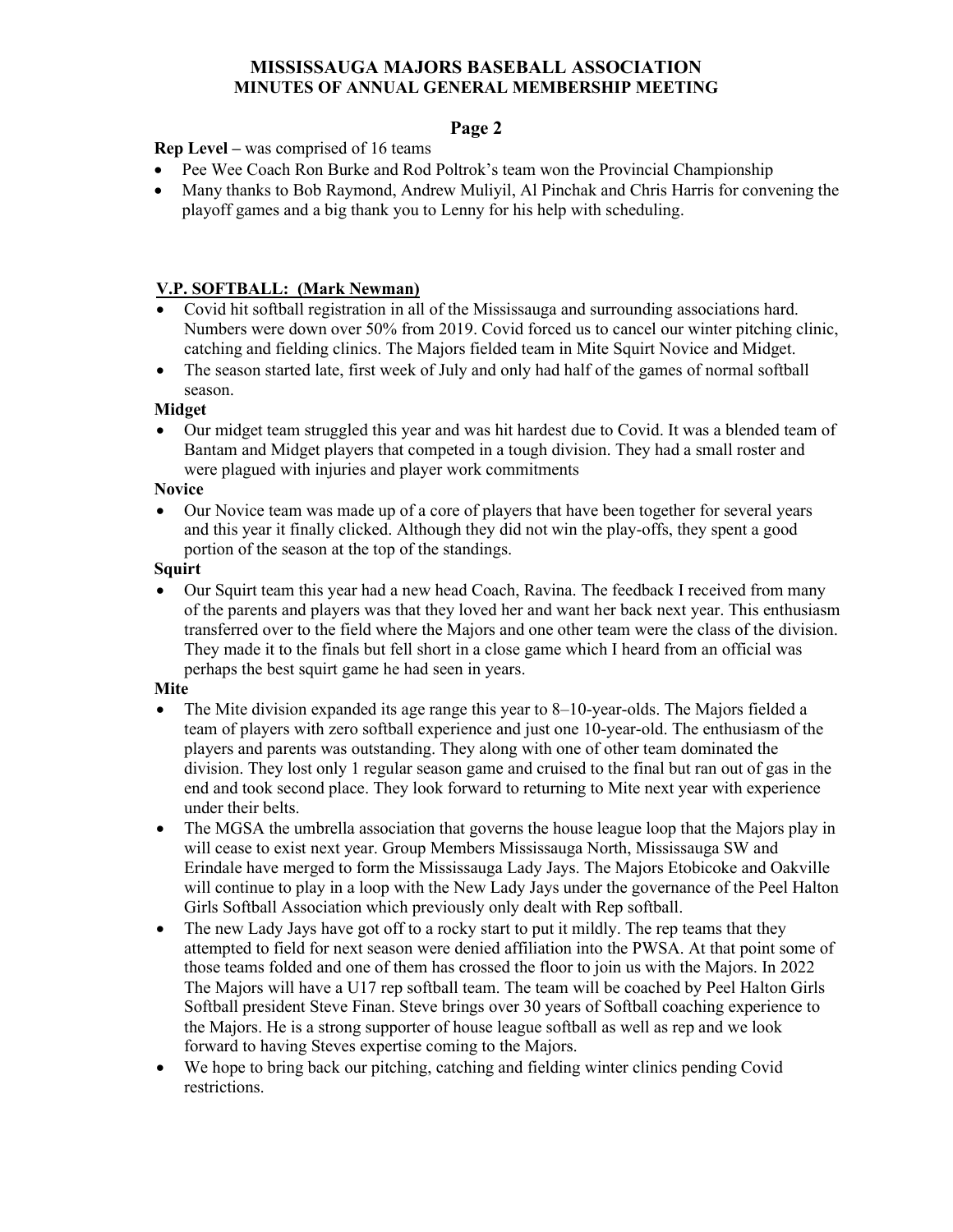**Rep Level –** was comprised of 16 teams

- Pee Wee Coach Ron Burke and Rod Poltrok's team won the Provincial Championship
- Many thanks to Bob Raymond, Andrew Muliyil, Al Pinchak and Chris Harris for convening the playoff games and a big thank you to Lenny for his help with scheduling.

## V.P. SOFTBALL: (Mark Newman)

- Covid hit softball registration in all of the Mississauga and surrounding associations hard. Numbers were down over 50% from 2019. Covid forced us to cancel our winter pitching clinic, catching and fielding clinics. The Majors fielded team in Mite Squirt Novice and Midget.
- The season started late, first week of July and only had half of the games of normal softball season.

**Midget**

- Our midget team struggled this year and was hit hardest due to Covid. It was a blended team of Bantam and Midget players that competed in a tough division. They had a small roster and were plagued with injuries and player work commitments

**Novice**

- Our Novice team was made up of a core of players that have been together for several years and this year it finally clicked. Although they did not win the play-offs, they spent a good portion of the season at the top of the standings.

**Squirt**

- Our Squirt team this year had a new head Coach, Ravina. The feedback I received from many of the parents and players was that they loved her and want her back next year. This enthusiasm transferred over to the field where the Majors and one other team were the class of the division. They made it to the finals but fell short in a close game which I heard from an official was perhaps the best squirt game he had seen in years.

**Mite**

- The Mite division expanded its age range this year to 8–10-year-olds. The Majors fielded a team of players with zero softball experience and just one 10-year-old. The enthusiasm of the players and parents was outstanding. They along with one of other team dominated the division. They lost only 1 regular season game and cruised to the final but ran out of gas in the end and took second place. They look forward to returning to Mite next year with experience under their belts.
- The MGSA the umbrella association that governs the house league loop that the Majors play in will cease to exist next year. Group Members Mississauga North, Mississauga SW and Erindale have merged to form the Mississauga Lady Jays. The Majors Etobicoke and Oakville will continue to play in a loop with the New Lady Jays under the governance of the Peel Halton Girls Softball Association which previously only dealt with Rep softball.
- The new Lady Jays have got off to a rocky start to put it mildly. The rep teams that they attempted to field for next season were denied affiliation into the PWSA. At that point some of those teams folded and one of them has crossed the floor to join us with the Majors. In 2022 The Majors will have a U17 rep softball team. The team will be coached by Peel Halton Girls Softball president Steve Finan. Steve brings over 30 years of Softball coaching experience to the Majors. He is a strong supporter of house league softball as well as rep and we look forward to having Steves expertise coming to the Majors.
- We hope to bring back our pitching, catching and fielding winter clinics pending Covid restrictions.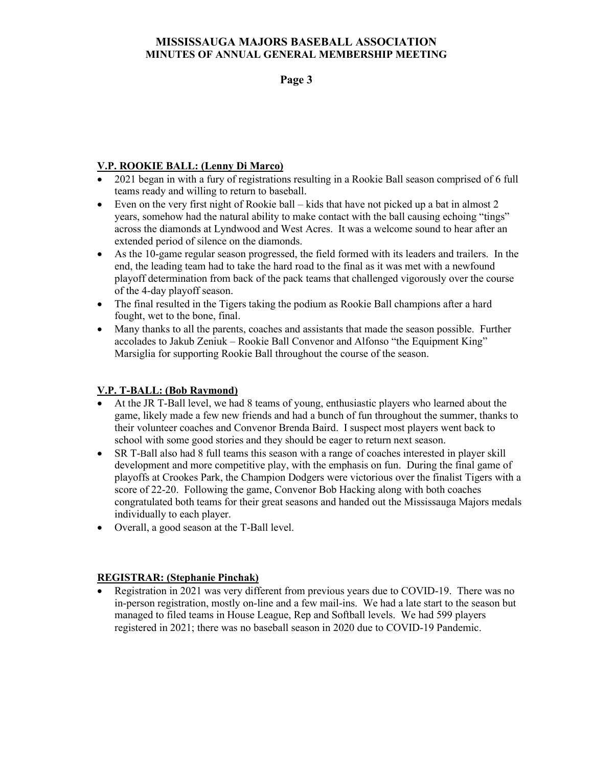### V.P. ROOKIE BALL: (Lenny Di Marco)

- 2021 began in with a fury of registrations resulting in a Rookie Ball season comprised of 6 full teams ready and willing to return to baseball.
- Even on the very first night of Rookie ball – kids that have not picked up a bat in almost 2 years, somehow had the natural ability to make contact with the ball causing echoing "tings" across the diamonds at Lyndwood and West Acres. It was a welcome sound to hear after an extended period of silence on the diamonds.
- As the 10-game regular season progressed, the field formed with its leaders and trailers. In the end, the leading team had to take the hard road to the final as it was met with a newfound playoff determination from back of the pack teams that challenged vigorously over the course of the 4-day playoff season.
- The final resulted in the Tigers taking the podium as Rookie Ball champions after a hard fought, wet to the bone, final.
- Many thanks to all the parents, coaches and assistants that made the season possible. Further accolades to Jakub Zeniuk – Rookie Ball Convenor and Alfonso "the Equipment King" Marsiglia for supporting Rookie Ball throughout the course of the season.

### V.P. T-BALL: (Bob Raymond)

- At the JR T-Ball level, we had 8 teams of young, enthusiastic players who learned about the game, likely made a few new friends and had a bunch of fun throughout the summer, thanks to their volunteer coaches and Convenor Brenda Baird. I suspect most players went back to school with some good stories and they should be eager to return next season.
- SR T-Ball also had 8 full teams this season with a range of coaches interested in player skill development and more competitive play, with the emphasis on fun. During the final game of playoffs at Crookes Park, the Champion Dodgers were victorious over the finalist Tigers with a score of 22-20. Following the game, Convenor Bob Hacking along with both coaches congratulated both teams for their great seasons and handed out the Mississauga Majors medals individually to each player.
- Overall, a good season at the T-Ball level.

### REGISTRAR: (Stephanie Pinchak)

- Registration in 2021 was very different from previous years due to COVID-19. There was no in-person registration, mostly on-line and a few mail-ins. We had a late start to the season but managed to filed teams in House League, Rep and Softball levels. We had 599 players registered in 2021; there was no baseball season in 2020 due to COVID-19 Pandemic.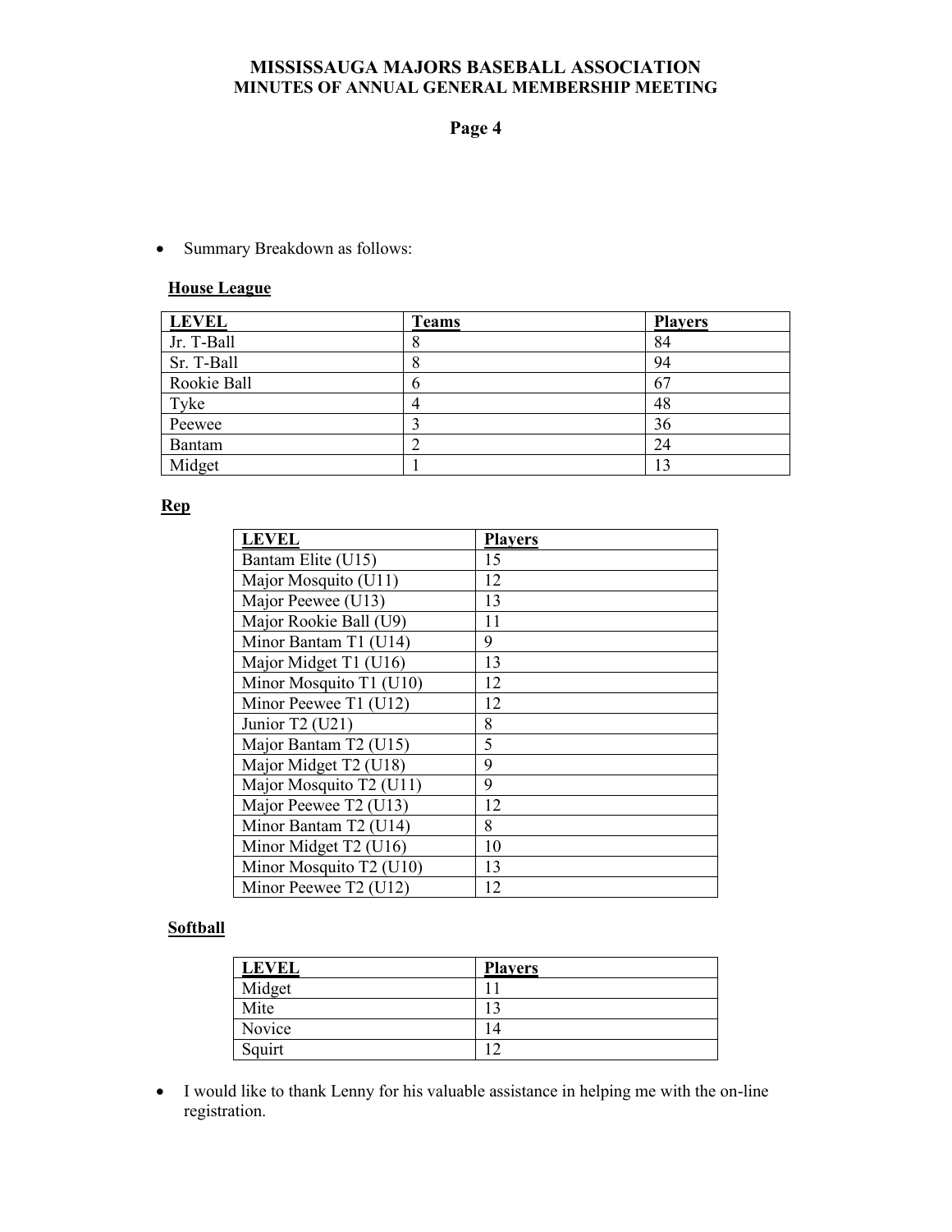- Summary Breakdown as follows:

**House League**

| LEVEL | Teams | Players |
|---|---|---|
| Jr. T-Ball | 8 | 84 |
| Sr. T-Ball | 8 | 94 |
| Rookie Ball | 6 | 67 |
| Tyke | 4 | 48 |
| Peewee | 3 | 36 |
| Bantam | 2 | 24 |
| Midget | 1 | 13 |

**Rep**

| LEVEL | Players |
|---|---|
| Bantam Elite (U15) | 15 |
| Major Mosquito (U11) | 12 |
| Major Peewee (U13) | 13 |
| Major Rookie Ball (U9) | 11 |
| Minor Bantam T1 (U14) | 9 |
| Major Midget T1 (U16) | 13 |
| Minor Mosquito T1 (U10) | 12 |
| Minor Peewee T1 (U12) | 12 |
| Junior T2 (U21) | 8 |
| Major Bantam T2 (U15) | 5 |
| Major Midget T2 (U18) | 9 |
| Major Mosquito T2 (U11) | 9 |
| Major Peewee T2 (U13) | 12 |
| Minor Bantam T2 (U14) | 8 |
| Minor Midget T2 (U16) | 10 |
| Minor Mosquito T2 (U10) | 13 |
| Minor Peewee T2 (U12) | 12 |

**Softball**

| LEVEL | Players |
|---|---|
| Midget | 11 |
| Mite | 13 |
| Novice | 14 |
| Squirt | 12 |

- I would like to thank Lenny for his valuable assistance in helping me with the on-line registration.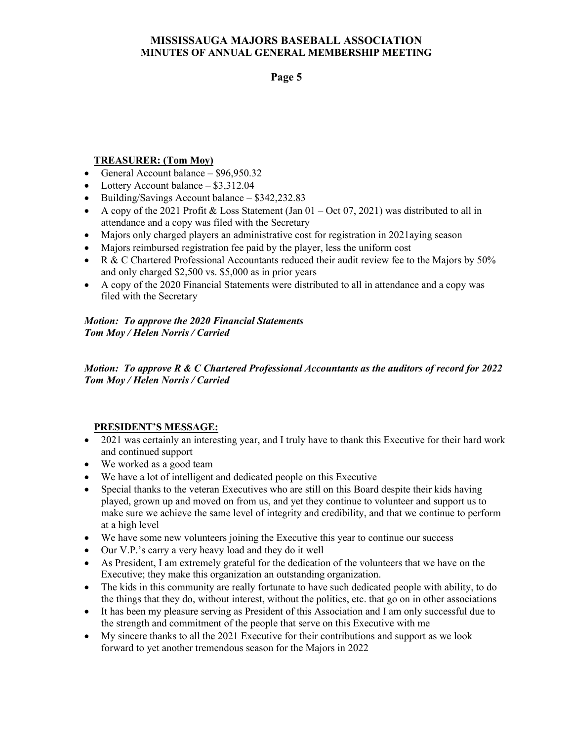**TREASURER: (Tom Moy)**

- General Account balance – $96,950.32
- Lottery Account balance – $3,312.04
- Building/Savings Account balance – $342,232.83
- A copy of the 2021 Profit & Loss Statement (Jan 01 – Oct 07, 2021) was distributed to all in attendance and a copy was filed with the Secretary
- Majors only charged players an administrative cost for registration in 2021aying season
- Majors reimbursed registration fee paid by the player, less the uniform cost
- R & C Chartered Professional Accountants reduced their audit review fee to the Majors by 50% and only charged $2,500 vs. $5,000 as in prior years
- A copy of the 2020 Financial Statements were distributed to all in attendance and a copy was filed with the Secretary

***Motion: To approve the 2020 Financial Statements***
***Tom Moy / Helen Norris / Carried***

***Motion: To approve R & C Chartered Professional Accountants as the auditors of record for 2022***
***Tom Moy / Helen Norris / Carried***

**PRESIDENT'S MESSAGE:**

- 2021 was certainly an interesting year, and I truly have to thank this Executive for their hard work and continued support
- We worked as a good team
- We have a lot of intelligent and dedicated people on this Executive
- Special thanks to the veteran Executives who are still on this Board despite their kids having played, grown up and moved on from us, and yet they continue to volunteer and support us to make sure we achieve the same level of integrity and credibility, and that we continue to perform at a high level
- We have some new volunteers joining the Executive this year to continue our success
- Our V.P.'s carry a very heavy load and they do it well
- As President, I am extremely grateful for the dedication of the volunteers that we have on the Executive; they make this organization an outstanding organization.
- The kids in this community are really fortunate to have such dedicated people with ability, to do the things that they do, without interest, without the politics, etc. that go on in other associations
- It has been my pleasure serving as President of this Association and I am only successful due to the strength and commitment of the people that serve on this Executive with me
- My sincere thanks to all the 2021 Executive for their contributions and support as we look forward to yet another tremendous season for the Majors in 2022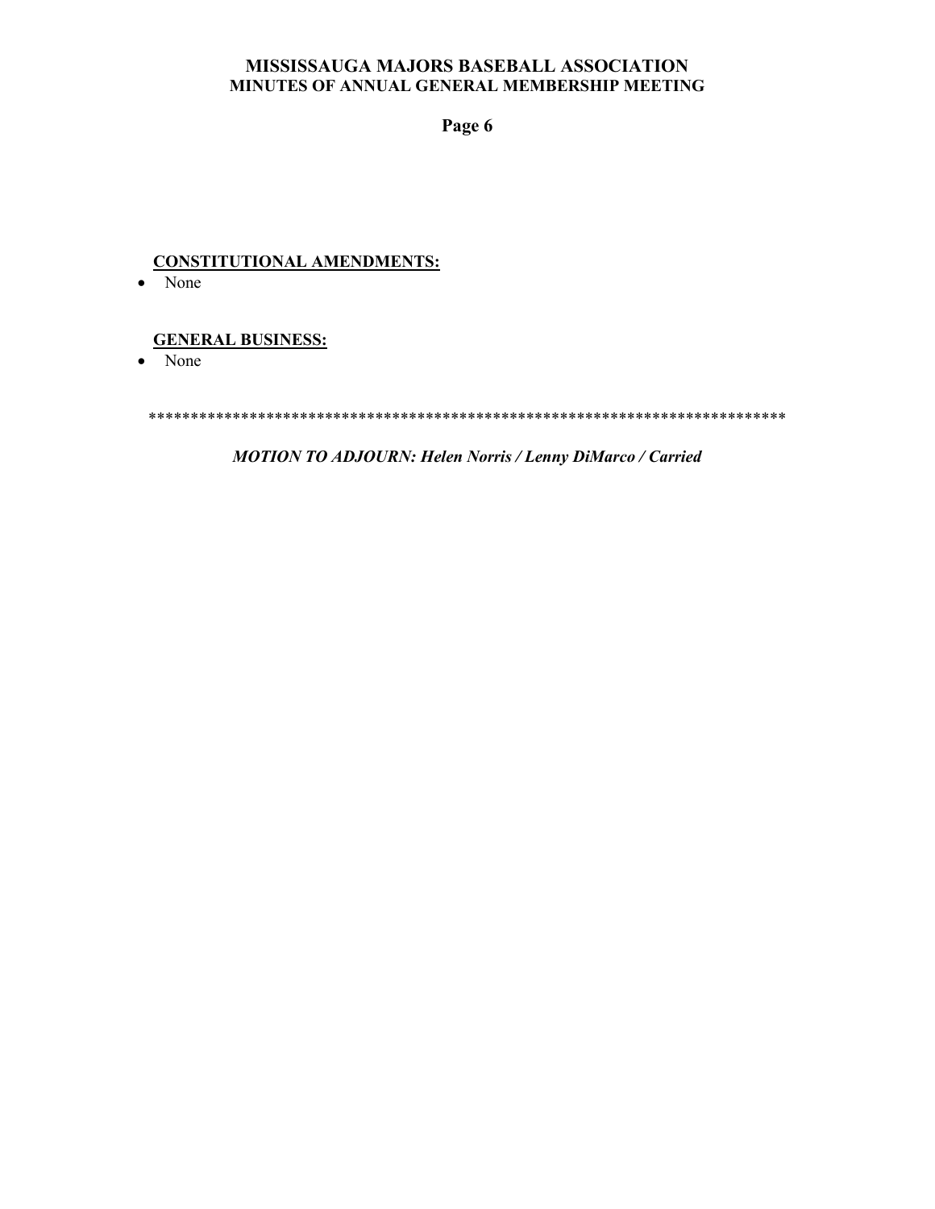**CONSTITUTIONAL AMENDMENTS:**

- None

**GENERAL BUSINESS:**

- None

****************************************************************************

***MOTION TO ADJOURN: Helen Norris / Lenny DiMarco / Carried***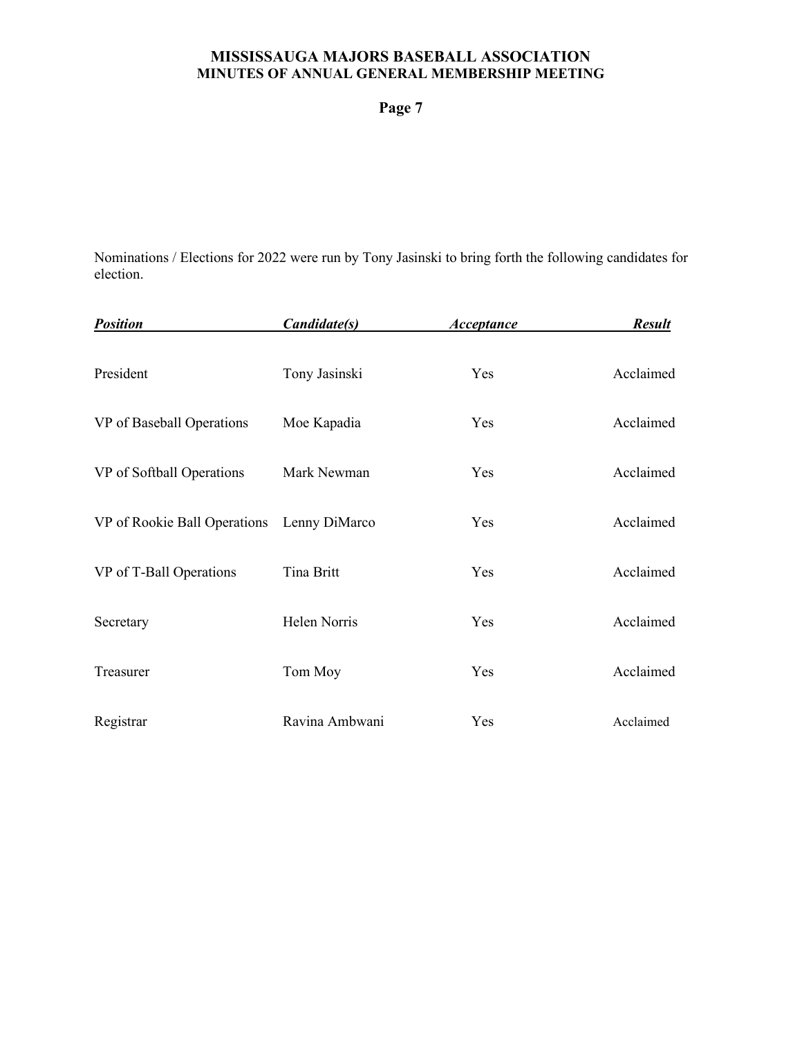Nominations / Elections for 2022 were run by Tony Jasinski to bring forth the following candidates for election.

| ***Position*** | ***Candidate(s)*** | ***Acceptance*** | ***Result*** |
|---|---|---|---|
| President | Tony Jasinski | Yes | Acclaimed |
| VP of Baseball Operations | Moe Kapadia | Yes | Acclaimed |
| VP of Softball Operations | Mark Newman | Yes | Acclaimed |
| VP of Rookie Ball Operations | Lenny DiMarco | Yes | Acclaimed |
| VP of T-Ball Operations | Tina Britt | Yes | Acclaimed |
| Secretary | Helen Norris | Yes | Acclaimed |
| Treasurer | Tom Moy | Yes | Acclaimed |
| Registrar | Ravina Ambwani | Yes | Acclaimed |